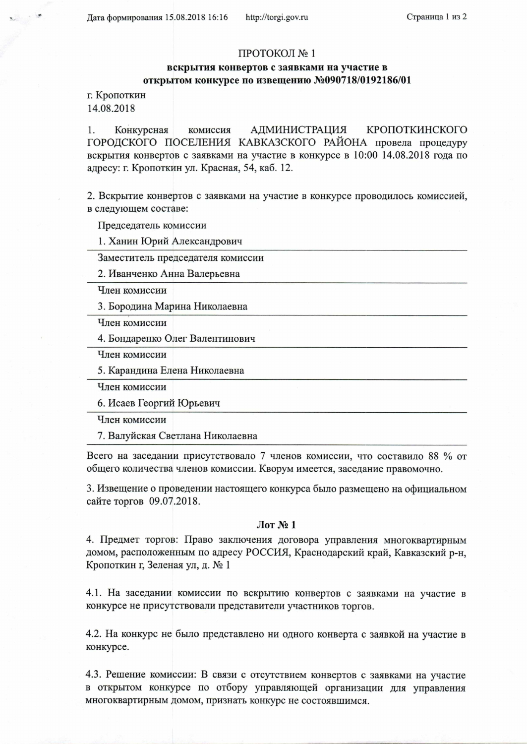# ПРОТОКОЛ № 1

## вскрытия конвертов с заявками на участие в открытом конкурсе по извещению №090718/0192186/01

г. Кропоткин
14.08.2018

1. Конкурсная комиссия АДМИНИСТРАЦИЯ КРОПОТКИНСКОГО ГОРОДСКОГО ПОСЕЛЕНИЯ КАВКАЗСКОГО РАЙОНА провела процедуру вскрытия конвертов с заявками на участие в конкурсе в 10:00 14.08.2018 года по адресу: г. Кропоткин ул. Красная, 54, каб. 12.

2. Вскрытие конвертов с заявками на участие в конкурсе проводилось комиссией, в следующем составе:

Председатель комиссии
1. Ханин Юрий Александрович

Заместитель председателя комиссии
2. Иванченко Анна Валерьевна

Член комиссии
3. Бородина Марина Николаевна

Член комиссии
4. Бондаренко Олег Валентинович

Член комиссии
5. Карандина Елена Николаевна

Член комиссии
6. Исаев Георгий Юрьевич

Член комиссии
7. Валуйская Светлана Николаевна

Всего на заседании присутствовало 7 членов комиссии, что составило 88 % от общего количества членов комиссии. Кворум имеется, заседание правомочно.

3. Извещение о проведении настоящего конкурса было размещено на официальном сайте торгов 09.07.2018.

### Лот № 1

4. Предмет торгов: Право заключения договора управления многоквартирным домом, расположенным по адресу РОССИЯ, Краснодарский край, Кавказский р-н, Кропоткин г, Зеленая ул, д. № 1

4.1. На заседании комиссии по вскрытию конвертов с заявками на участие в конкурсе не присутствовали представители участников торгов.

4.2. На конкурс не было представлено ни одного конверта с заявкой на участие в конкурсе.

4.3. Решение комиссии: В связи с отсутствием конвертов с заявками на участие в открытом конкурсе по отбору управляющей организации для управления многоквартирным домом, признать конкурс не состоявшимся.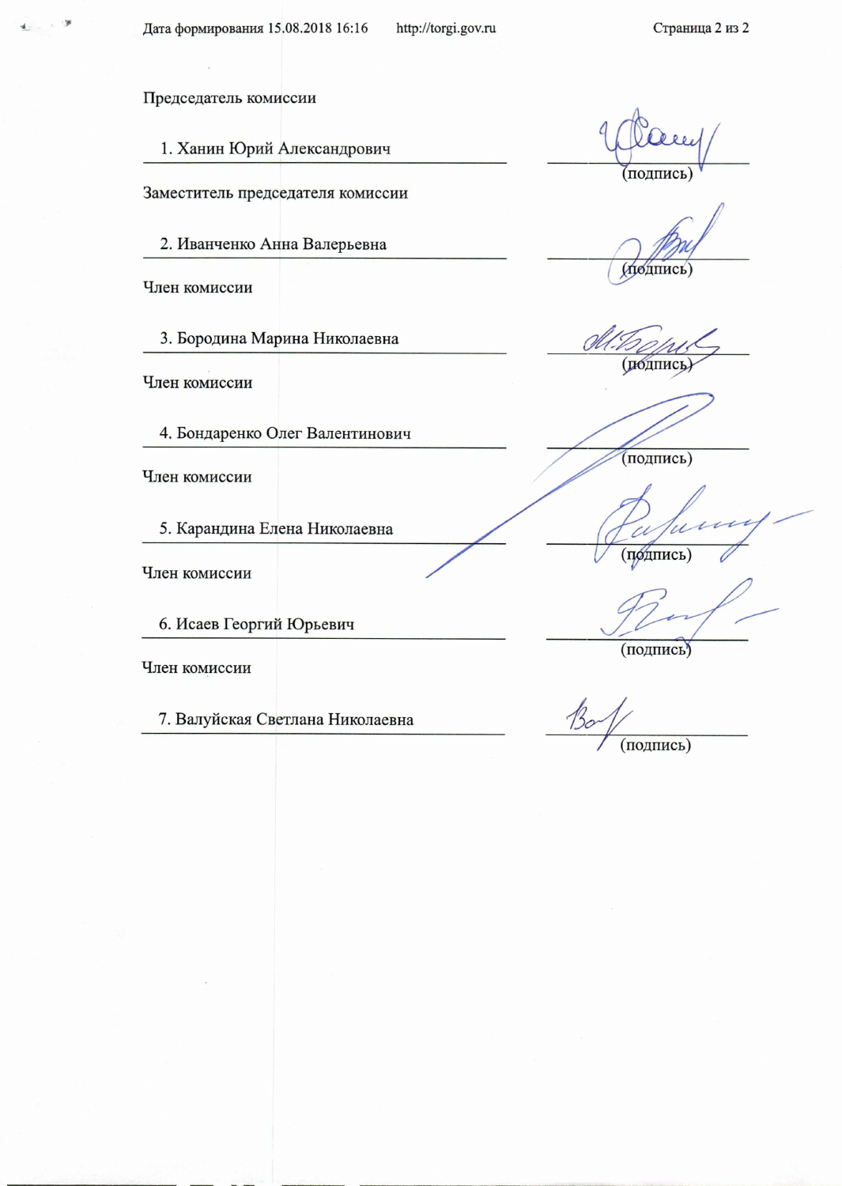Председатель комиссии

| | |
|---|---|
| 1. Ханин Юрий Александрович | (подпись) |

Заместитель председателя комиссии

| | |
|---|---|
| 2. Иванченко Анна Валерьевна | (подпись) |

Член комиссии

| | |
|---|---|
| 3. Бородина Марина Николаевна | (подпись) |

Член комиссии

| | |
|---|---|
| 4. Бондаренко Олег Валентинович | (подпись) |

Член комиссии

| | |
|---|---|
| 5. Карандина Елена Николаевна | (подпись) |

Член комиссии

| | |
|---|---|
| 6. Исаев Георгий Юрьевич | (подпись) |

Член комиссии

| | |
|---|---|
| 7. Валуйская Светлана Николаевна | (подпись) |